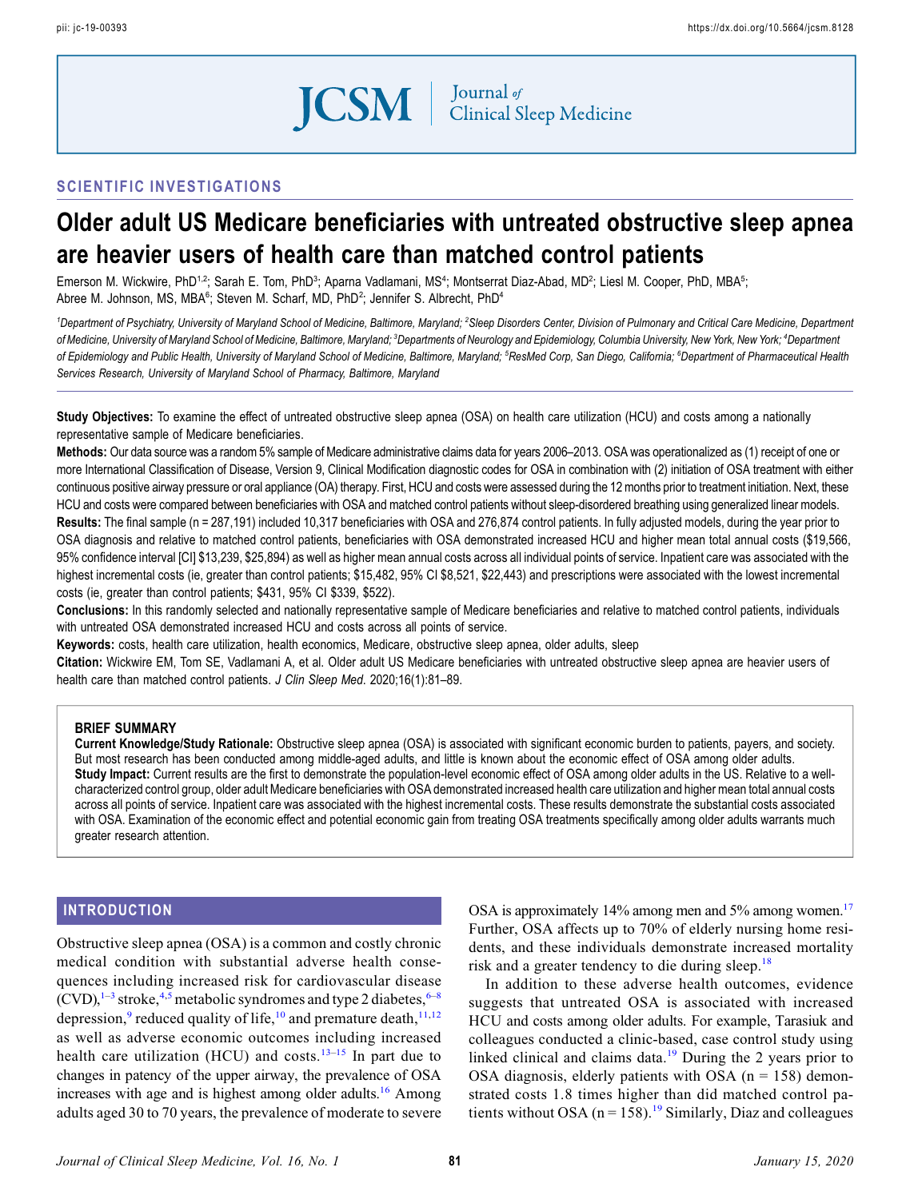## SCIENTIFIC INVESTIGATIONS

# Older adult US Medicare beneficiaries with untreated obstructive sleep apnea are heavier users of health care than matched control patients

Emerson M. Wickwire, PhD[1,2]; Sarah E. Tom, PhD[3]; Aparna Vadlamani, MS[4]; Montserrat Diaz-Abad, MD[2]; Liesl M. Cooper, PhD, MBA[5]; Abree M. Johnson, MS, MBA[6]; Steven M. Scharf, MD, PhD[2]; Jennifer S. Albrecht, PhD[4]

*[1]Department of Psychiatry, University of Maryland School of Medicine, Baltimore, Maryland; [2]Sleep Disorders Center, Division of Pulmonary and Critical Care Medicine, Department of Medicine, University of Maryland School of Medicine, Baltimore, Maryland; [3]Departments of Neurology and Epidemiology, Columbia University, New York, New York; [4]Department of Epidemiology and Public Health, University of Maryland School of Medicine, Baltimore, Maryland; [5]ResMed Corp, San Diego, California; [6]Department of Pharmaceutical Health Services Research, University of Maryland School of Pharmacy, Baltimore, Maryland*

**Study Objectives:** To examine the effect of untreated obstructive sleep apnea (OSA) on health care utilization (HCU) and costs among a nationally representative sample of Medicare beneficiaries.

**Methods:** Our data source was a random 5% sample of Medicare administrative claims data for years 2006–2013. OSA was operationalized as (1) receipt of one or more International Classification of Disease, Version 9, Clinical Modification diagnostic codes for OSA in combination with (2) initiation of OSA treatment with either continuous positive airway pressure or oral appliance (OA) therapy. First, HCU and costs were assessed during the 12 months prior to treatment initiation. Next, these HCU and costs were compared between beneficiaries with OSA and matched control patients without sleep-disordered breathing using generalized linear models.

**Results:** The final sample (n = 287,191) included 10,317 beneficiaries with OSA and 276,874 control patients. In fully adjusted models, during the year prior to OSA diagnosis and relative to matched control patients, beneficiaries with OSA demonstrated increased HCU and higher mean total annual costs ($19,566, 95% confidence interval [CI] $13,239, $25,894) as well as higher mean annual costs across all individual points of service. Inpatient care was associated with the highest incremental costs (ie, greater than control patients; $15,482, 95% CI $8,521, $22,443) and prescriptions were associated with the lowest incremental costs (ie, greater than control patients; $431, 95% CI $339, $522).

**Conclusions:** In this randomly selected and nationally representative sample of Medicare beneficiaries and relative to matched control patients, individuals with untreated OSA demonstrated increased HCU and costs across all points of service.

**Keywords:** costs, health care utilization, health economics, Medicare, obstructive sleep apnea, older adults, sleep

**Citation:** Wickwire EM, Tom SE, Vadlamani A, et al. Older adult US Medicare beneficiaries with untreated obstructive sleep apnea are heavier users of health care than matched control patients. *J Clin Sleep Med*. 2020;16(1):81–89.

### BRIEF SUMMARY

**Current Knowledge/Study Rationale:** Obstructive sleep apnea (OSA) is associated with significant economic burden to patients, payers, and society. But most research has been conducted among middle-aged adults, and little is known about the economic effect of OSA among older adults.

**Study Impact:** Current results are the first to demonstrate the population-level economic effect of OSA among older adults in the US. Relative to a well-characterized control group, older adult Medicare beneficiaries with OSA demonstrated increased health care utilization and higher mean total annual costs across all points of service. Inpatient care was associated with the highest incremental costs. These results demonstrate the substantial costs associated with OSA. Examination of the economic effect and potential economic gain from treating OSA treatments specifically among older adults warrants much greater research attention.

## INTRODUCTION

Obstructive sleep apnea (OSA) is a common and costly chronic medical condition with substantial adverse health consequences including increased risk for cardiovascular disease (CVD),[1–3] stroke,[4,5] metabolic syndromes and type 2 diabetes,[6–8] depression,[9] reduced quality of life,[10] and premature death,[11,12] as well as adverse economic outcomes including increased health care utilization (HCU) and costs.[13–15] In part due to changes in patency of the upper airway, the prevalence of OSA increases with age and is highest among older adults.[16] Among adults aged 30 to 70 years, the prevalence of moderate to severe OSA is approximately 14% among men and 5% among women.[17] Further, OSA affects up to 70% of elderly nursing home residents, and these individuals demonstrate increased mortality risk and a greater tendency to die during sleep.[18]

In addition to these adverse health outcomes, evidence suggests that untreated OSA is associated with increased HCU and costs among older adults. For example, Tarasiuk and colleagues conducted a clinic-based, case control study using linked clinical and claims data.[19] During the 2 years prior to OSA diagnosis, elderly patients with OSA (n = 158) demonstrated costs 1.8 times higher than did matched control patients without OSA (n = 158).[19] Similarly, Diaz and colleagues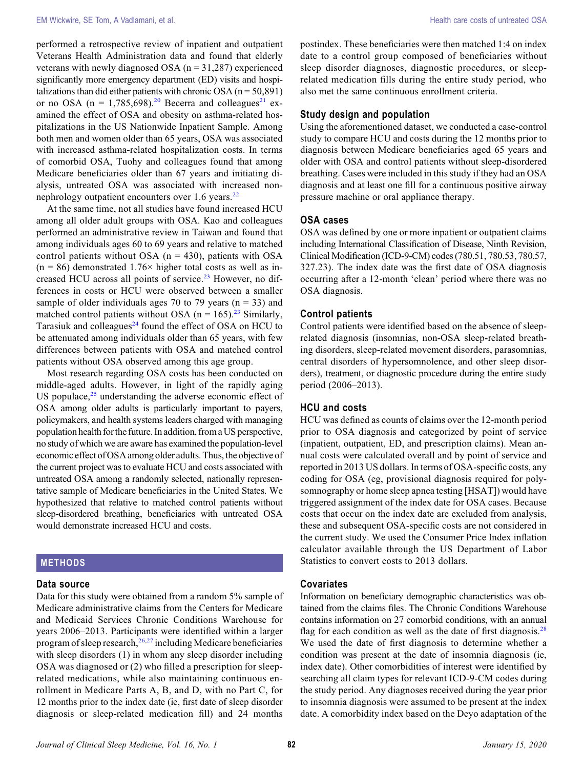performed a retrospective review of inpatient and outpatient Veterans Health Administration data and found that elderly veterans with newly diagnosed OSA (n = 31,287) experienced significantly more emergency department (ED) visits and hospitalizations than did either patients with chronic OSA (n = 50,891) or no OSA (n = 1,785,698).[20] Becerra and colleagues[21] examined the effect of OSA and obesity on asthma-related hospitalizations in the US Nationwide Inpatient Sample. Among both men and women older than 65 years, OSA was associated with increased asthma-related hospitalization costs. In terms of comorbid OSA, Tuohy and colleagues found that among Medicare beneficiaries older than 67 years and initiating dialysis, untreated OSA was associated with increased non-nephrology outpatient encounters over 1.6 years.[22]

At the same time, not all studies have found increased HCU among all older adult groups with OSA. Kao and colleagues performed an administrative review in Taiwan and found that among individuals ages 60 to 69 years and relative to matched control patients without OSA (n = 430), patients with OSA (n = 86) demonstrated 1.76× higher total costs as well as increased HCU across all points of service.[23] However, no differences in costs or HCU were observed between a smaller sample of older individuals ages 70 to 79 years (n = 33) and matched control patients without OSA (n = 165).[23] Similarly, Tarasiuk and colleagues[24] found the effect of OSA on HCU to be attenuated among individuals older than 65 years, with few differences between patients with OSA and matched control patients without OSA observed among this age group.

Most research regarding OSA costs has been conducted on middle-aged adults. However, in light of the rapidly aging US populace,[25] understanding the adverse economic effect of OSA among older adults is particularly important to payers, policymakers, and health systems leaders charged with managing population health for the future. In addition, from a US perspective, no study of which we are aware has examined the population-level economic effect of OSA among older adults. Thus, the objective of the current project was to evaluate HCU and costs associated with untreated OSA among a randomly selected, nationally representative sample of Medicare beneficiaries in the United States. We hypothesized that relative to matched control patients without sleep-disordered breathing, beneficiaries with untreated OSA would demonstrate increased HCU and costs.

## METHODS

### Data source

Data for this study were obtained from a random 5% sample of Medicare administrative claims from the Centers for Medicare and Medicaid Services Chronic Conditions Warehouse for years 2006–2013. Participants were identified within a larger program of sleep research,[26,27] including Medicare beneficiaries with sleep disorders (1) in whom any sleep disorder including OSA was diagnosed or (2) who filled a prescription for sleep-related medications, while also maintaining continuous enrollment in Medicare Parts A, B, and D, with no Part C, for 12 months prior to the index date (ie, first date of sleep disorder diagnosis or sleep-related medication fill) and 24 months postindex. These beneficiaries were then matched 1:4 on index date to a control group composed of beneficiaries without sleep disorder diagnoses, diagnostic procedures, or sleep-related medication fills during the entire study period, who also met the same continuous enrollment criteria.

### Study design and population

Using the aforementioned dataset, we conducted a case-control study to compare HCU and costs during the 12 months prior to diagnosis between Medicare beneficiaries aged 65 years and older with OSA and control patients without sleep-disordered breathing. Cases were included in this study if they had an OSA diagnosis and at least one fill for a continuous positive airway pressure machine or oral appliance therapy.

### OSA cases

OSA was defined by one or more inpatient or outpatient claims including International Classification of Disease, Ninth Revision, Clinical Modification (ICD-9-CM) codes (780.51, 780.53, 780.57, 327.23). The index date was the first date of OSA diagnosis occurring after a 12-month 'clean' period where there was no OSA diagnosis.

### Control patients

Control patients were identified based on the absence of sleep-related diagnosis (insomnias, non-OSA sleep-related breathing disorders, sleep-related movement disorders, parasomnias, central disorders of hypersomnolence, and other sleep disorders), treatment, or diagnostic procedure during the entire study period (2006–2013).

### HCU and costs

HCU was defined as counts of claims over the 12-month period prior to OSA diagnosis and categorized by point of service (inpatient, outpatient, ED, and prescription claims). Mean annual costs were calculated overall and by point of service and reported in 2013 US dollars. In terms of OSA-specific costs, any coding for OSA (eg, provisional diagnosis required for polysomnography or home sleep apnea testing [HSAT]) would have triggered assignment of the index date for OSA cases. Because costs that occur on the index date are excluded from analysis, these and subsequent OSA-specific costs are not considered in the current study. We used the Consumer Price Index inflation calculator available through the US Department of Labor Statistics to convert costs to 2013 dollars.

### Covariates

Information on beneficiary demographic characteristics was obtained from the claims files. The Chronic Conditions Warehouse contains information on 27 comorbid conditions, with an annual flag for each condition as well as the date of first diagnosis.[28] We used the date of first diagnosis to determine whether a condition was present at the date of insomnia diagnosis (ie, index date). Other comorbidities of interest were identified by searching all claim types for relevant ICD-9-CM codes during the study period. Any diagnoses received during the year prior to insomnia diagnosis were assumed to be present at the index date. A comorbidity index based on the Deyo adaptation of the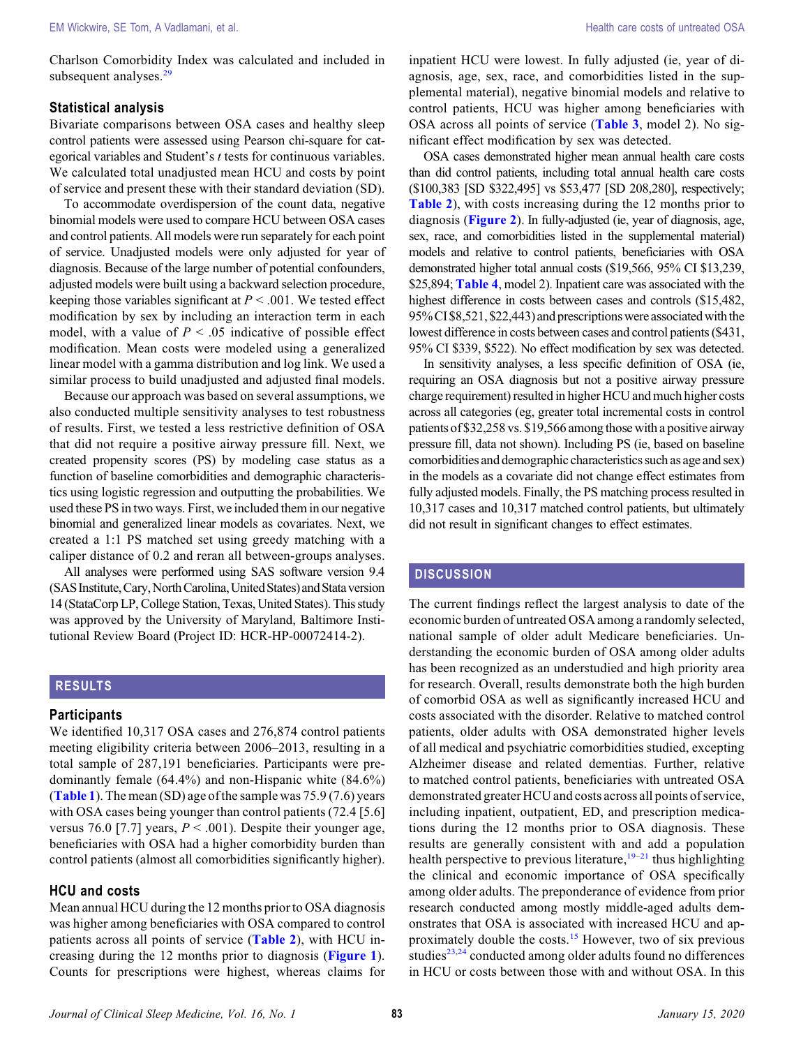Charlson Comorbidity Index was calculated and included in subsequent analyses.[29]

### Statistical analysis

Bivariate comparisons between OSA cases and healthy sleep control patients were assessed using Pearson chi-square for categorical variables and Student's *t* tests for continuous variables. We calculated total unadjusted mean HCU and costs by point of service and present these with their standard deviation (SD).

To accommodate overdispersion of the count data, negative binomial models were used to compare HCU between OSA cases and control patients. All models were run separately for each point of service. Unadjusted models were only adjusted for year of diagnosis. Because of the large number of potential confounders, adjusted models were built using a backward selection procedure, keeping those variables significant at $P < .001$. We tested effect modification by sex by including an interaction term in each model, with a value of $P < .05$ indicative of possible effect modification. Mean costs were modeled using a generalized linear model with a gamma distribution and log link. We used a similar process to build unadjusted and adjusted final models.

Because our approach was based on several assumptions, we also conducted multiple sensitivity analyses to test robustness of results. First, we tested a less restrictive definition of OSA that did not require a positive airway pressure fill. Next, we created propensity scores (PS) by modeling case status as a function of baseline comorbidities and demographic characteristics using logistic regression and outputting the probabilities. We used these PS in two ways. First, we included them in our negative binomial and generalized linear models as covariates. Next, we created a 1:1 PS matched set using greedy matching with a caliper distance of 0.2 and reran all between-groups analyses.

All analyses were performed using SAS software version 9.4 (SAS Institute, Cary, North Carolina, United States) and Stata version 14 (StataCorp LP, College Station, Texas, United States). This study was approved by the University of Maryland, Baltimore Institutional Review Board (Project ID: HCR-HP-00072414-2).

## RESULTS

### Participants

We identified 10,317 OSA cases and 276,874 control patients meeting eligibility criteria between 2006–2013, resulting in a total sample of 287,191 beneficiaries. Participants were predominantly female (64.4%) and non-Hispanic white (84.6%) (**Table 1**). The mean (SD) age of the sample was 75.9 (7.6) years with OSA cases being younger than control patients (72.4 [5.6] versus 76.0 [7.7] years, $P < .001$). Despite their younger age, beneficiaries with OSA had a higher comorbidity burden than control patients (almost all comorbidities significantly higher).

### HCU and costs

Mean annual HCU during the 12 months prior to OSA diagnosis was higher among beneficiaries with OSA compared to control patients across all points of service (**Table 2**), with HCU increasing during the 12 months prior to diagnosis (**Figure 1**). Counts for prescriptions were highest, whereas claims for inpatient HCU were lowest. In fully adjusted (ie, year of diagnosis, age, sex, race, and comorbidities listed in the supplemental material), negative binomial models and relative to control patients, HCU was higher among beneficiaries with OSA across all points of service (**Table 3**, model 2). No significant effect modification by sex was detected.

OSA cases demonstrated higher mean annual health care costs than did control patients, including total annual health care costs ($100,383 [SD $322,495] vs $53,477 [SD 208,280], respectively; **Table 2**), with costs increasing during the 12 months prior to diagnosis (**Figure 2**). In fully-adjusted (ie, year of diagnosis, age, sex, race, and comorbidities listed in the supplemental material) models and relative to control patients, beneficiaries with OSA demonstrated higher total annual costs ($19,566, 95% CI $13,239, $25,894; **Table 4**, model 2). Inpatient care was associated with the highest difference in costs between cases and controls ($15,482, 95% CI $8,521, $22,443) and prescriptions were associated with the lowest difference in costs between cases and control patients ($431, 95% CI $339, $522). No effect modification by sex was detected.

In sensitivity analyses, a less specific definition of OSA (ie, requiring an OSA diagnosis but not a positive airway pressure charge requirement) resulted in higher HCU and much higher costs across all categories (eg, greater total incremental costs in control patients of $32,258 vs. $19,566 among those with a positive airway pressure fill, data not shown). Including PS (ie, based on baseline comorbidities and demographic characteristics such as age and sex) in the models as a covariate did not change effect estimates from fully adjusted models. Finally, the PS matching process resulted in 10,317 cases and 10,317 matched control patients, but ultimately did not result in significant changes to effect estimates.

## DISCUSSION

The current findings reflect the largest analysis to date of the economic burden of untreated OSA among a randomly selected, national sample of older adult Medicare beneficiaries. Understanding the economic burden of OSA among older adults has been recognized as an understudied and high priority area for research. Overall, results demonstrate both the high burden of comorbid OSA as well as significantly increased HCU and costs associated with the disorder. Relative to matched control patients, older adults with OSA demonstrated higher levels of all medical and psychiatric comorbidities studied, excepting Alzheimer disease and related dementias. Further, relative to matched control patients, beneficiaries with untreated OSA demonstrated greater HCU and costs across all points of service, including inpatient, outpatient, ED, and prescription medications during the 12 months prior to OSA diagnosis. These results are generally consistent with and add a population health perspective to previous literature,[19–21] thus highlighting the clinical and economic importance of OSA specifically among older adults. The preponderance of evidence from prior research conducted among mostly middle-aged adults demonstrates that OSA is associated with increased HCU and approximately double the costs.[15] However, two of six previous studies[23,24] conducted among older adults found no differences in HCU or costs between those with and without OSA. In this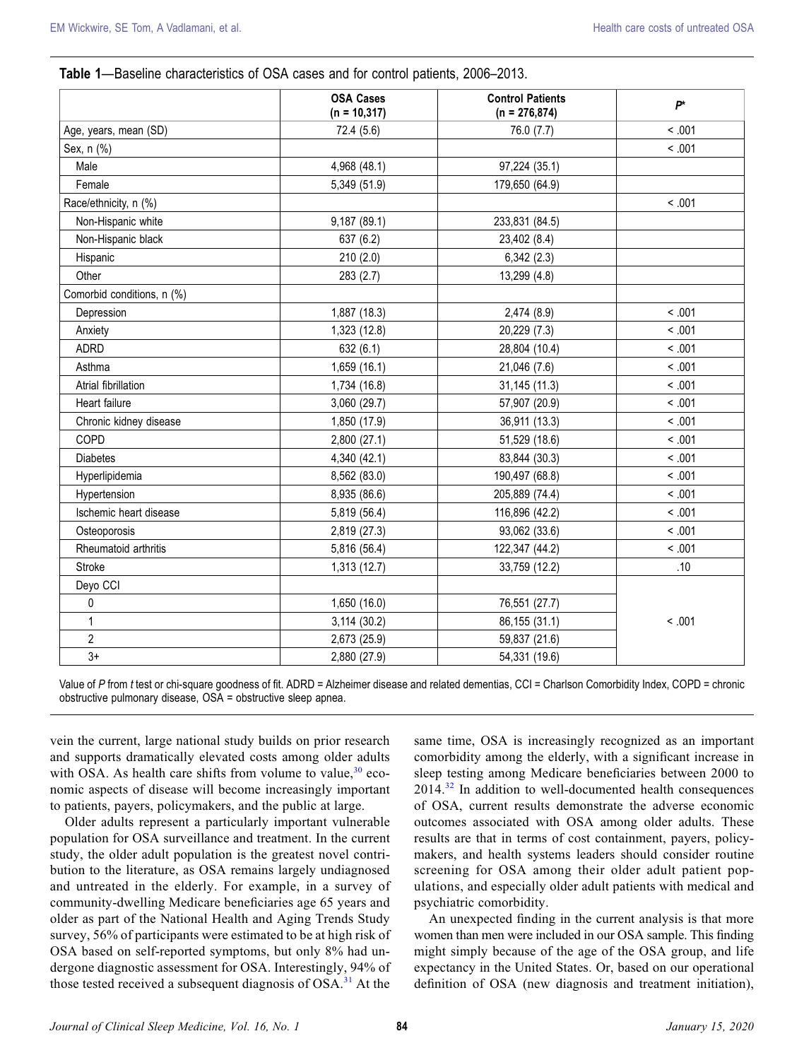**Table 1**—Baseline characteristics of OSA cases and for control patients, 2006–2013.

| | OSA Cases (n = 10,317) | Control Patients (n = 276,874) | P* |
|---|---|---|---|
| Age, years, mean (SD) | 72.4 (5.6) | 76.0 (7.7) | < .001 |
| Sex, n (%) | | | < .001 |
| Male | 4,968 (48.1) | 97,224 (35.1) | |
| Female | 5,349 (51.9) | 179,650 (64.9) | |
| Race/ethnicity, n (%) | | | < .001 |
| Non-Hispanic white | 9,187 (89.1) | 233,831 (84.5) | |
| Non-Hispanic black | 637 (6.2) | 23,402 (8.4) | |
| Hispanic | 210 (2.0) | 6,342 (2.3) | |
| Other | 283 (2.7) | 13,299 (4.8) | |
| Comorbid conditions, n (%) | | | |
| Depression | 1,887 (18.3) | 2,474 (8.9) | < .001 |
| Anxiety | 1,323 (12.8) | 20,229 (7.3) | < .001 |
| ADRD | 632 (6.1) | 28,804 (10.4) | < .001 |
| Asthma | 1,659 (16.1) | 21,046 (7.6) | < .001 |
| Atrial fibrillation | 1,734 (16.8) | 31,145 (11.3) | < .001 |
| Heart failure | 3,060 (29.7) | 57,907 (20.9) | < .001 |
| Chronic kidney disease | 1,850 (17.9) | 36,911 (13.3) | < .001 |
| COPD | 2,800 (27.1) | 51,529 (18.6) | < .001 |
| Diabetes | 4,340 (42.1) | 83,844 (30.3) | < .001 |
| Hyperlipidemia | 8,562 (83.0) | 190,497 (68.8) | < .001 |
| Hypertension | 8,935 (86.6) | 205,889 (74.4) | < .001 |
| Ischemic heart disease | 5,819 (56.4) | 116,896 (42.2) | < .001 |
| Osteoporosis | 2,819 (27.3) | 93,062 (33.6) | < .001 |
| Rheumatoid arthritis | 5,816 (56.4) | 122,347 (44.2) | < .001 |
| Stroke | 1,313 (12.7) | 33,759 (12.2) | .10 |
| Deyo CCI | | | < .001 |
| 0 | 1,650 (16.0) | 76,551 (27.7) | |
| 1 | 3,114 (30.2) | 86,155 (31.1) | |
| 2 | 2,673 (25.9) | 59,837 (21.6) | |
| 3+ | 2,880 (27.9) | 54,331 (19.6) | |

Value of *P* from *t* test or chi-square goodness of fit. ADRD = Alzheimer disease and related dementias, CCI = Charlson Comorbidity Index, COPD = chronic obstructive pulmonary disease, OSA = obstructive sleep apnea.

vein the current, large national study builds on prior research and supports dramatically elevated costs among older adults with OSA. As health care shifts from volume to value,[30] economic aspects of disease will become increasingly important to patients, payers, policymakers, and the public at large.

Older adults represent a particularly important vulnerable population for OSA surveillance and treatment. In the current study, the older adult population is the greatest novel contribution to the literature, as OSA remains largely undiagnosed and untreated in the elderly. For example, in a survey of community-dwelling Medicare beneficiaries age 65 years and older as part of the National Health and Aging Trends Study survey, 56% of participants were estimated to be at high risk of OSA based on self-reported symptoms, but only 8% had undergone diagnostic assessment for OSA. Interestingly, 94% of those tested received a subsequent diagnosis of OSA.[31] At the same time, OSA is increasingly recognized as an important comorbidity among the elderly, with a significant increase in sleep testing among Medicare beneficiaries between 2000 to 2014.[32] In addition to well-documented health consequences of OSA, current results demonstrate the adverse economic outcomes associated with OSA among older adults. These results are that in terms of cost containment, payers, policymakers, and health systems leaders should consider routine screening for OSA among their older adult patient populations, and especially older adult patients with medical and psychiatric comorbidity.

An unexpected finding in the current analysis is that more women than men were included in our OSA sample. This finding might simply because of the age of the OSA group, and life expectancy in the United States. Or, based on our operational definition of OSA (new diagnosis and treatment initiation),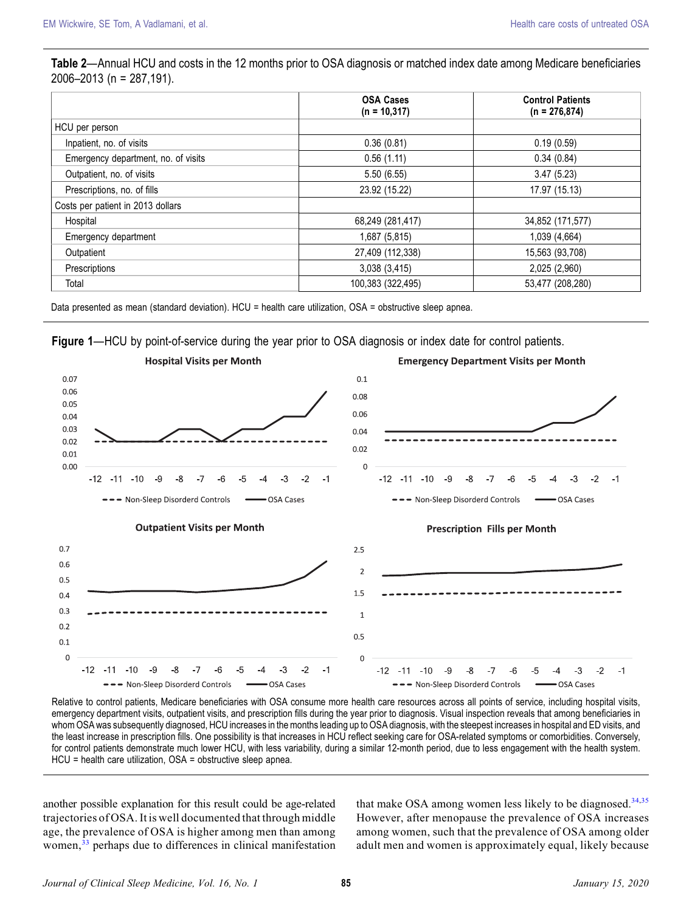**Table 2**—Annual HCU and costs in the 12 months prior to OSA diagnosis or matched index date among Medicare beneficiaries 2006–2013 (n = 287,191).

| | OSA Cases (n = 10,317) | Control Patients (n = 276,874) |
|---|---|---|
| HCU per person | | |
| Inpatient, no. of visits | 0.36 (0.81) | 0.19 (0.59) |
| Emergency department, no. of visits | 0.56 (1.11) | 0.34 (0.84) |
| Outpatient, no. of visits | 5.50 (6.55) | 3.47 (5.23) |
| Prescriptions, no. of fills | 23.92 (15.22) | 17.97 (15.13) |
| Costs per patient in 2013 dollars | | |
| Hospital | 68,249 (281,417) | 34,852 (171,577) |
| Emergency department | 1,687 (5,815) | 1,039 (4,664) |
| Outpatient | 27,409 (112,338) | 15,563 (93,708) |
| Prescriptions | 3,038 (3,415) | 2,025 (2,960) |
| Total | 100,383 (322,495) | 53,477 (208,280) |

Data presented as mean (standard deviation). HCU = health care utilization, OSA = obstructive sleep apnea.

**Figure 1**—HCU by point-of-service during the year prior to OSA diagnosis or index date for control patients.

Relative to control patients, Medicare beneficiaries with OSA consume more health care resources across all points of service, including hospital visits, emergency department visits, outpatient visits, and prescription fills during the year prior to diagnosis. Visual inspection reveals that among beneficiaries in whom OSA was subsequently diagnosed, HCU increases in the months leading up to OSA diagnosis, with the steepest increases in hospital and ED visits, and the least increase in prescription fills. One possibility is that increases in HCU reflect seeking care for OSA-related symptoms or comorbidities. Conversely, for control patients demonstrate much lower HCU, with less variability, during a similar 12-month period, due to less engagement with the health system. HCU = health care utilization, OSA = obstructive sleep apnea.

another possible explanation for this result could be age-related trajectories of OSA. It is well documented that through middle age, the prevalence of OSA is higher among men than among women,[33] perhaps due to differences in clinical manifestation that make OSA among women less likely to be diagnosed.[34,35] However, after menopause the prevalence of OSA increases among women, such that the prevalence of OSA among older adult men and women is approximately equal, likely because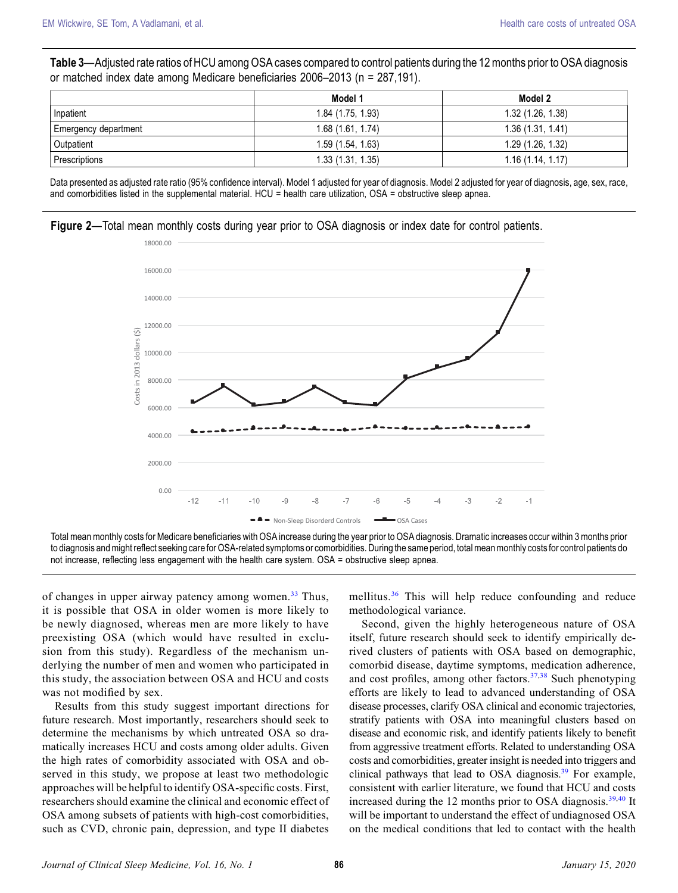**Table 3**—Adjusted rate ratios of HCU among OSA cases compared to control patients during the 12 months prior to OSA diagnosis or matched index date among Medicare beneficiaries 2006–2013 (n = 287,191).

| | Model 1 | Model 2 |
|---|---|---|
| Inpatient | 1.84 (1.75, 1.93) | 1.32 (1.26, 1.38) |
| Emergency department | 1.68 (1.61, 1.74) | 1.36 (1.31, 1.41) |
| Outpatient | 1.59 (1.54, 1.63) | 1.29 (1.26, 1.32) |
| Prescriptions | 1.33 (1.31, 1.35) | 1.16 (1.14, 1.17) |

Data presented as adjusted rate ratio (95% confidence interval). Model 1 adjusted for year of diagnosis. Model 2 adjusted for year of diagnosis, age, sex, race, and comorbidities listed in the supplemental material. HCU = health care utilization, OSA = obstructive sleep apnea.

**Figure 2**—Total mean monthly costs during year prior to OSA diagnosis or index date for control patients.

Total mean monthly costs for Medicare beneficiaries with OSA increase during the year prior to OSA diagnosis. Dramatic increases occur within 3 months prior to diagnosis and might reflect seeking care for OSA-related symptoms or comorbidities. During the same period, total mean monthly costs for control patients do not increase, reflecting less engagement with the health care system. OSA = obstructive sleep apnea.

of changes in upper airway patency among women.[33] Thus, it is possible that OSA in older women is more likely to be newly diagnosed, whereas men are more likely to have preexisting OSA (which would have resulted in exclusion from this study). Regardless of the mechanism underlying the number of men and women who participated in this study, the association between OSA and HCU and costs was not modified by sex.

Results from this study suggest important directions for future research. Most importantly, researchers should seek to determine the mechanisms by which untreated OSA so dramatically increases HCU and costs among older adults. Given the high rates of comorbidity associated with OSA and observed in this study, we propose at least two methodologic approaches will be helpful to identify OSA-specific costs. First, researchers should examine the clinical and economic effect of OSA among subsets of patients with high-cost comorbidities, such as CVD, chronic pain, depression, and type II diabetes mellitus.[36] This will help reduce confounding and reduce methodological variance.

Second, given the highly heterogeneous nature of OSA itself, future research should seek to identify empirically derived clusters of patients with OSA based on demographic, comorbid disease, daytime symptoms, medication adherence, and cost profiles, among other factors.[37,38] Such phenotyping efforts are likely to lead to advanced understanding of OSA disease processes, clarify OSA clinical and economic trajectories, stratify patients with OSA into meaningful clusters based on disease and economic risk, and identify patients likely to benefit from aggressive treatment efforts. Related to understanding OSA costs and comorbidities, greater insight is needed into triggers and clinical pathways that lead to OSA diagnosis.[39] For example, consistent with earlier literature, we found that HCU and costs increased during the 12 months prior to OSA diagnosis.[39,40] It will be important to understand the effect of undiagnosed OSA on the medical conditions that led to contact with the health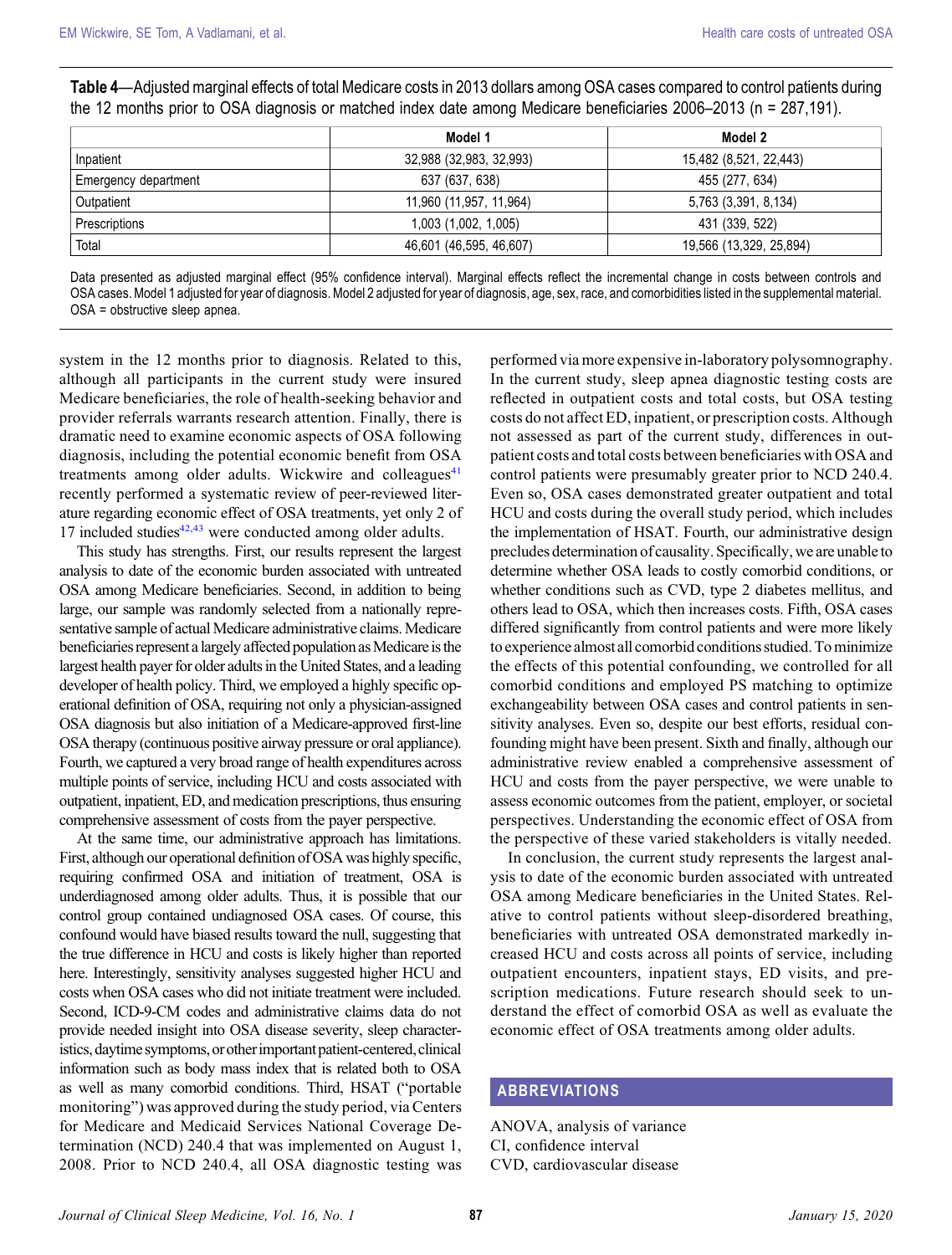**Table 4**—Adjusted marginal effects of total Medicare costs in 2013 dollars among OSA cases compared to control patients during the 12 months prior to OSA diagnosis or matched index date among Medicare beneficiaries 2006–2013 (n = 287,191).

| | Model 1 | Model 2 |
|---|---|---|
| Inpatient | 32,988 (32,983, 32,993) | 15,482 (8,521, 22,443) |
| Emergency department | 637 (637, 638) | 455 (277, 634) |
| Outpatient | 11,960 (11,957, 11,964) | 5,763 (3,391, 8,134) |
| Prescriptions | 1,003 (1,002, 1,005) | 431 (339, 522) |
| Total | 46,601 (46,595, 46,607) | 19,566 (13,329, 25,894) |

Data presented as adjusted marginal effect (95% confidence interval). Marginal effects reflect the incremental change in costs between controls and OSA cases. Model 1 adjusted for year of diagnosis. Model 2 adjusted for year of diagnosis, age, sex, race, and comorbidities listed in the supplemental material. OSA = obstructive sleep apnea.

system in the 12 months prior to diagnosis. Related to this, although all participants in the current study were insured Medicare beneficiaries, the role of health-seeking behavior and provider referrals warrants research attention. Finally, there is dramatic need to examine economic aspects of OSA following diagnosis, including the potential economic benefit from OSA treatments among older adults. Wickwire and colleagues[41] recently performed a systematic review of peer-reviewed literature regarding economic effect of OSA treatments, yet only 2 of 17 included studies[42,43] were conducted among older adults.

This study has strengths. First, our results represent the largest analysis to date of the economic burden associated with untreated OSA among Medicare beneficiaries. Second, in addition to being large, our sample was randomly selected from a nationally representative sample of actual Medicare administrative claims. Medicare beneficiaries represent a largely affected population as Medicare is the largest health payer for older adults in the United States, and a leading developer of health policy. Third, we employed a highly specific operational definition of OSA, requiring not only a physician-assigned OSA diagnosis but also initiation of a Medicare-approved first-line OSA therapy (continuous positive airway pressure or oral appliance). Fourth, we captured a very broad range of health expenditures across multiple points of service, including HCU and costs associated with outpatient, inpatient, ED, and medication prescriptions, thus ensuring comprehensive assessment of costs from the payer perspective.

At the same time, our administrative approach has limitations. First, although our operational definition of OSA was highly specific, requiring confirmed OSA and initiation of treatment, OSA is underdiagnosed among older adults. Thus, it is possible that our control group contained undiagnosed OSA cases. Of course, this confound would have biased results toward the null, suggesting that the true difference in HCU and costs is likely higher than reported here. Interestingly, sensitivity analyses suggested higher HCU and costs when OSA cases who did not initiate treatment were included. Second, ICD-9-CM codes and administrative claims data do not provide needed insight into OSA disease severity, sleep characteristics, daytime symptoms, or other important patient-centered, clinical information such as body mass index that is related both to OSA as well as many comorbid conditions. Third, HSAT ("portable monitoring") was approved during the study period, via Centers for Medicare and Medicaid Services National Coverage Determination (NCD) 240.4 that was implemented on August 1, 2008. Prior to NCD 240.4, all OSA diagnostic testing was performed via more expensive in-laboratory polysomnography. In the current study, sleep apnea diagnostic testing costs are reflected in outpatient costs and total costs, but OSA testing costs do not affect ED, inpatient, or prescription costs. Although not assessed as part of the current study, differences in outpatient costs and total costs between beneficiaries with OSA and control patients were presumably greater prior to NCD 240.4. Even so, OSA cases demonstrated greater outpatient and total HCU and costs during the overall study period, which includes the implementation of HSAT. Fourth, our administrative design precludes determination of causality. Specifically, we are unable to determine whether OSA leads to costly comorbid conditions, or whether conditions such as CVD, type 2 diabetes mellitus, and others lead to OSA, which then increases costs. Fifth, OSA cases differed significantly from control patients and were more likely to experience almost all comorbid conditions studied. To minimize the effects of this potential confounding, we controlled for all comorbid conditions and employed PS matching to optimize exchangeability between OSA cases and control patients in sensitivity analyses. Even so, despite our best efforts, residual confounding might have been present. Sixth and finally, although our administrative review enabled a comprehensive assessment of HCU and costs from the payer perspective, we were unable to assess economic outcomes from the patient, employer, or societal perspectives. Understanding the economic effect of OSA from the perspective of these varied stakeholders is vitally needed.

In conclusion, the current study represents the largest analysis to date of the economic burden associated with untreated OSA among Medicare beneficiaries in the United States. Relative to control patients without sleep-disordered breathing, beneficiaries with untreated OSA demonstrated markedly increased HCU and costs across all points of service, including outpatient encounters, inpatient stays, ED visits, and prescription medications. Future research should seek to understand the effect of comorbid OSA as well as evaluate the economic effect of OSA treatments among older adults.

## ABBREVIATIONS

ANOVA, analysis of variance
CI, confidence interval
CVD, cardiovascular disease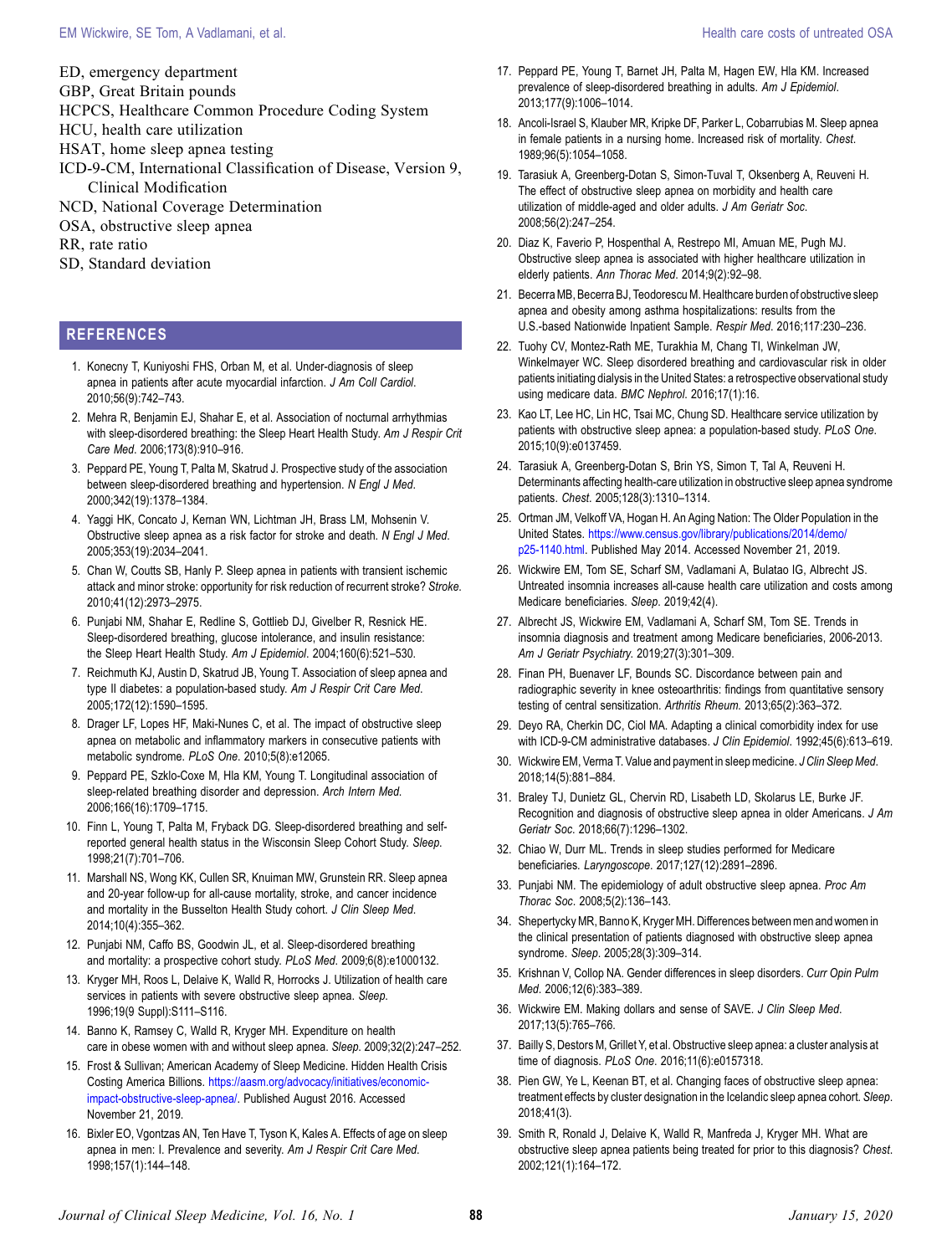ED, emergency department
GBP, Great Britain pounds
HCPCS, Healthcare Common Procedure Coding System
HCU, health care utilization
HSAT, home sleep apnea testing
ICD-9-CM, International Classification of Disease, Version 9, Clinical Modification
NCD, National Coverage Determination
OSA, obstructive sleep apnea
RR, rate ratio
SD, Standard deviation

## REFERENCES

1. Konecny T, Kuniyoshi FHS, Orban M, et al. Under-diagnosis of sleep apnea in patients after acute myocardial infarction. *J Am Coll Cardiol*. 2010;56(9):742–743.
2. Mehra R, Benjamin EJ, Shahar E, et al. Association of nocturnal arrhythmias with sleep-disordered breathing: the Sleep Heart Health Study. *Am J Respir Crit Care Med*. 2006;173(8):910–916.
3. Peppard PE, Young T, Palta M, Skatrud J. Prospective study of the association between sleep-disordered breathing and hypertension. *N Engl J Med*. 2000;342(19):1378–1384.
4. Yaggi HK, Concato J, Kernan WN, Lichtman JH, Brass LM, Mohsenin V. Obstructive sleep apnea as a risk factor for stroke and death. *N Engl J Med*. 2005;353(19):2034–2041.
5. Chan W, Coutts SB, Hanly P. Sleep apnea in patients with transient ischemic attack and minor stroke: opportunity for risk reduction of recurrent stroke? *Stroke*. 2010;41(12):2973–2975.
6. Punjabi NM, Shahar E, Redline S, Gottlieb DJ, Givelber R, Resnick HE. Sleep-disordered breathing, glucose intolerance, and insulin resistance: the Sleep Heart Health Study. *Am J Epidemiol*. 2004;160(6):521–530.
7. Reichmuth KJ, Austin D, Skatrud JB, Young T. Association of sleep apnea and type II diabetes: a population-based study. *Am J Respir Crit Care Med*. 2005;172(12):1590–1595.
8. Drager LF, Lopes HF, Maki-Nunes C, et al. The impact of obstructive sleep apnea on metabolic and inflammatory markers in consecutive patients with metabolic syndrome. *PLoS One*. 2010;5(8):e12065.
9. Peppard PE, Szklo-Coxe M, Hla KM, Young T. Longitudinal association of sleep-related breathing disorder and depression. *Arch Intern Med*. 2006;166(16):1709–1715.
10. Finn L, Young T, Palta M, Fryback DG. Sleep-disordered breathing and self-reported general health status in the Wisconsin Sleep Cohort Study. *Sleep*. 1998;21(7):701–706.
11. Marshall NS, Wong KK, Cullen SR, Knuiman MW, Grunstein RR. Sleep apnea and 20-year follow-up for all-cause mortality, stroke, and cancer incidence and mortality in the Busselton Health Study cohort. *J Clin Sleep Med*. 2014;10(4):355–362.
12. Punjabi NM, Caffo BS, Goodwin JL, et al. Sleep-disordered breathing and mortality: a prospective cohort study. *PLoS Med*. 2009;6(8):e1000132.
13. Kryger MH, Roos L, Delaive K, Walld R, Horrocks J. Utilization of health care services in patients with severe obstructive sleep apnea. *Sleep*. 1996;19(9 Suppl):S111–S116.
14. Banno K, Ramsey C, Walld R, Kryger MH. Expenditure on health care in obese women with and without sleep apnea. *Sleep*. 2009;32(2):247–252.
15. Frost & Sullivan; American Academy of Sleep Medicine. Hidden Health Crisis Costing America Billions. https://aasm.org/advocacy/initiatives/economic-impact-obstructive-sleep-apnea/. Published August 2016. Accessed November 21, 2019.
16. Bixler EO, Vgontzas AN, Ten Have T, Tyson K, Kales A. Effects of age on sleep apnea in men: I. Prevalence and severity. *Am J Respir Crit Care Med*. 1998;157(1):144–148.
17. Peppard PE, Young T, Barnet JH, Palta M, Hagen EW, Hla KM. Increased prevalence of sleep-disordered breathing in adults. *Am J Epidemiol*. 2013;177(9):1006–1014.
18. Ancoli-Israel S, Klauber MR, Kripke DF, Parker L, Cobarrubias M. Sleep apnea in female patients in a nursing home. Increased risk of mortality. *Chest*. 1989;96(5):1054–1058.
19. Tarasiuk A, Greenberg-Dotan S, Simon-Tuval T, Oksenberg A, Reuveni H. The effect of obstructive sleep apnea on morbidity and health care utilization of middle-aged and older adults. *J Am Geriatr Soc*. 2008;56(2):247–254.
20. Diaz K, Faverio P, Hospenthal A, Restrepo MI, Amuan ME, Pugh MJ. Obstructive sleep apnea is associated with higher healthcare utilization in elderly patients. *Ann Thorac Med*. 2014;9(2):92–98.
21. Becerra MB, Becerra BJ, Teodorescu M. Healthcare burden of obstructive sleep apnea and obesity among asthma hospitalizations: results from the U.S.-based Nationwide Inpatient Sample. *Respir Med*. 2016;117:230–236.
22. Tuohy CV, Montez-Rath ME, Turakhia M, Chang TI, Winkelman JW, Winkelmayer WC. Sleep disordered breathing and cardiovascular risk in older patients initiating dialysis in the United States: a retrospective observational study using medicare data. *BMC Nephrol*. 2016;17(1):16.
23. Kao LT, Lee HC, Lin HC, Tsai MC, Chung SD. Healthcare service utilization by patients with obstructive sleep apnea: a population-based study. *PLoS One*. 2015;10(9):e0137459.
24. Tarasiuk A, Greenberg-Dotan S, Brin YS, Simon T, Tal A, Reuveni H. Determinants affecting health-care utilization in obstructive sleep apnea syndrome patients. *Chest*. 2005;128(3):1310–1314.
25. Ortman JM, Velkoff VA, Hogan H. An Aging Nation: The Older Population in the United States. https://www.census.gov/library/publications/2014/demo/p25-1140.html. Published May 2014. Accessed November 21, 2019.
26. Wickwire EM, Tom SE, Scharf SM, Vadlamani A, Bulatao IG, Albrecht JS. Untreated insomnia increases all-cause health care utilization and costs among Medicare beneficiaries. *Sleep*. 2019;42(4).
27. Albrecht JS, Wickwire EM, Vadlamani A, Scharf SM, Tom SE. Trends in insomnia diagnosis and treatment among Medicare beneficiaries, 2006-2013. *Am J Geriatr Psychiatry*. 2019;27(3):301–309.
28. Finan PH, Buenaver LF, Bounds SC. Discordance between pain and radiographic severity in knee osteoarthritis: findings from quantitative sensory testing of central sensitization. *Arthritis Rheum*. 2013;65(2):363–372.
29. Deyo RA, Cherkin DC, Ciol MA. Adapting a clinical comorbidity index for use with ICD-9-CM administrative databases. *J Clin Epidemiol*. 1992;45(6):613–619.
30. Wickwire EM, Verma T. Value and payment in sleep medicine. *J Clin Sleep Med*. 2018;14(5):881–884.
31. Braley TJ, Dunietz GL, Chervin RD, Lisabeth LD, Skolarus LE, Burke JF. Recognition and diagnosis of obstructive sleep apnea in older Americans. *J Am Geriatr Soc*. 2018;66(7):1296–1302.
32. Chiao W, Durr ML. Trends in sleep studies performed for Medicare beneficiaries. *Laryngoscope*. 2017;127(12):2891–2896.
33. Punjabi NM. The epidemiology of adult obstructive sleep apnea. *Proc Am Thorac Soc*. 2008;5(2):136–143.
34. Shepertycky MR, Banno K, Kryger MH. Differences between men and women in the clinical presentation of patients diagnosed with obstructive sleep apnea syndrome. *Sleep*. 2005;28(3):309–314.
35. Krishnan V, Collop NA. Gender differences in sleep disorders. *Curr Opin Pulm Med*. 2006;12(6):383–389.
36. Wickwire EM. Making dollars and sense of SAVE. *J Clin Sleep Med*. 2017;13(5):765–766.
37. Bailly S, Destors M, Grillet Y, et al. Obstructive sleep apnea: a cluster analysis at time of diagnosis. *PLoS One*. 2016;11(6):e0157318.
38. Pien GW, Ye L, Keenan BT, et al. Changing faces of obstructive sleep apnea: treatment effects by cluster designation in the Icelandic sleep apnea cohort. *Sleep*. 2018;41(3).
39. Smith R, Ronald J, Delaive K, Walld R, Manfreda J, Kryger MH. What are obstructive sleep apnea patients being treated for prior to this diagnosis? *Chest*. 2002;121(1):164–172.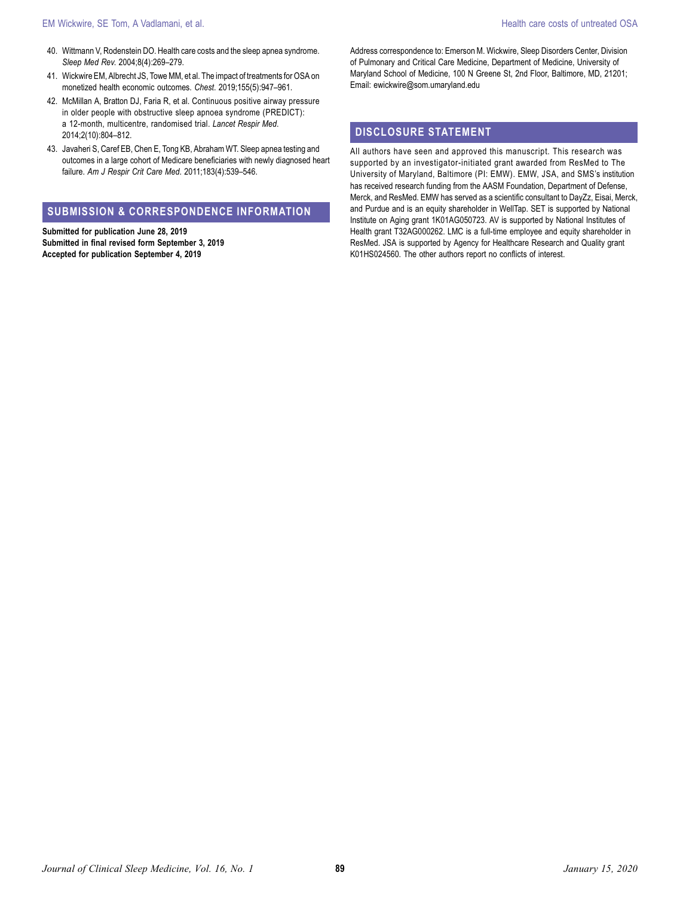40. Wittmann V, Rodenstein DO. Health care costs and the sleep apnea syndrome. *Sleep Med Rev*. 2004;8(4):269–279.
41. Wickwire EM, Albrecht JS, Towe MM, et al. The impact of treatments for OSA on monetized health economic outcomes. *Chest*. 2019;155(5):947–961.
42. McMillan A, Bratton DJ, Faria R, et al. Continuous positive airway pressure in older people with obstructive sleep apnoea syndrome (PREDICT): a 12-month, multicentre, randomised trial. *Lancet Respir Med*. 2014;2(10):804–812.
43. Javaheri S, Caref EB, Chen E, Tong KB, Abraham WT. Sleep apnea testing and outcomes in a large cohort of Medicare beneficiaries with newly diagnosed heart failure. *Am J Respir Crit Care Med*. 2011;183(4):539–546.

## SUBMISSION & CORRESPONDENCE INFORMATION

**Submitted for publication June 28, 2019**
**Submitted in final revised form September 3, 2019**
**Accepted for publication September 4, 2019**

Address correspondence to: Emerson M. Wickwire, Sleep Disorders Center, Division of Pulmonary and Critical Care Medicine, Department of Medicine, University of Maryland School of Medicine, 100 N Greene St, 2nd Floor, Baltimore, MD, 21201; Email: ewickwire@som.umaryland.edu

## DISCLOSURE STATEMENT

All authors have seen and approved this manuscript. This research was supported by an investigator-initiated grant awarded from ResMed to The University of Maryland, Baltimore (PI: EMW). EMW, JSA, and SMS's institution has received research funding from the AASM Foundation, Department of Defense, Merck, and ResMed. EMW has served as a scientific consultant to DayZz, Eisai, Merck, and Purdue and is an equity shareholder in WellTap. SET is supported by National Institute on Aging grant 1K01AG050723. AV is supported by National Institutes of Health grant T32AG000262. LMC is a full-time employee and equity shareholder in ResMed. JSA is supported by Agency for Healthcare Research and Quality grant K01HS024560. The other authors report no conflicts of interest.